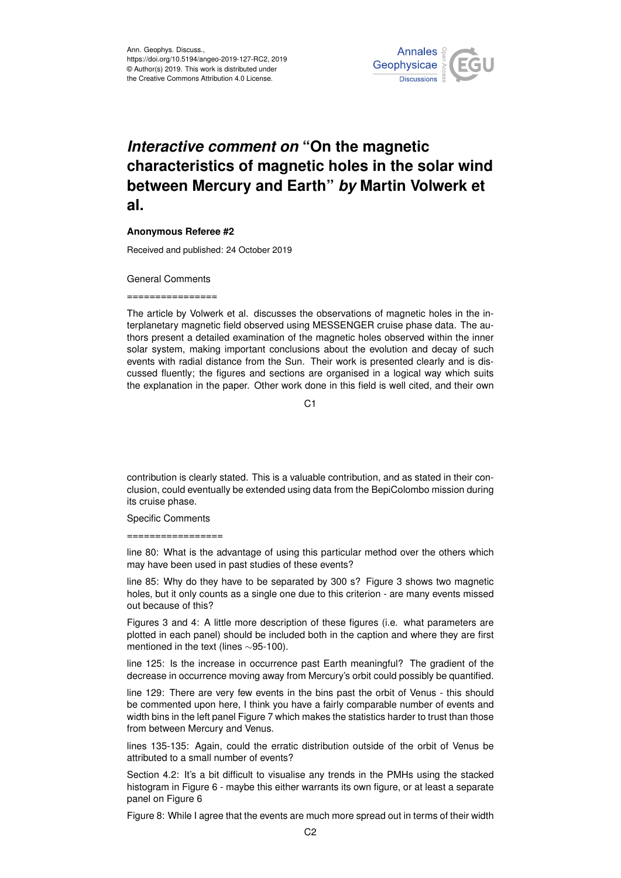Ann. Geophys. Discuss.,
https://doi.org/10.5194/angeo-2019-127-RC2, 2019
© Author(s) 2019. This work is distributed under
the Creative Commons Attribution 4.0 License.

# *Interactive comment on* "On the magnetic characteristics of magnetic holes in the solar wind between Mercury and Earth" *by* Martin Volwerk et al.

**Anonymous Referee #2**

Received and published: 24 October 2019

General Comments

================

The article by Volwerk et al. discusses the observations of magnetic holes in the interplanetary magnetic field observed using MESSENGER cruise phase data. The authors present a detailed examination of the magnetic holes observed within the inner solar system, making important conclusions about the evolution and decay of such events with radial distance from the Sun. Their work is presented clearly and is discussed fluently; the figures and sections are organised in a logical way which suits the explanation in the paper. Other work done in this field is well cited, and their own contribution is clearly stated. This is a valuable contribution, and as stated in their conclusion, could eventually be extended using data from the BepiColombo mission during its cruise phase.

Specific Comments

=================

line 80: What is the advantage of using this particular method over the others which may have been used in past studies of these events?

line 85: Why do they have to be separated by 300 s? Figure 3 shows two magnetic holes, but it only counts as a single one due to this criterion - are many events missed out because of this?

Figures 3 and 4: A little more description of these figures (i.e. what parameters are plotted in each panel) should be included both in the caption and where they are first mentioned in the text (lines ∼95-100).

line 125: Is the increase in occurrence past Earth meaningful? The gradient of the decrease in occurrence moving away from Mercury's orbit could possibly be quantified.

line 129: There are very few events in the bins past the orbit of Venus - this should be commented upon here, I think you have a fairly comparable number of events and width bins in the left panel Figure 7 which makes the statistics harder to trust than those from between Mercury and Venus.

lines 135-135: Again, could the erratic distribution outside of the orbit of Venus be attributed to a small number of events?

Section 4.2: It's a bit difficult to visualise any trends in the PMHs using the stacked histogram in Figure 6 - maybe this either warrants its own figure, or at least a separate panel on Figure 6

Figure 8: While I agree that the events are much more spread out in terms of their width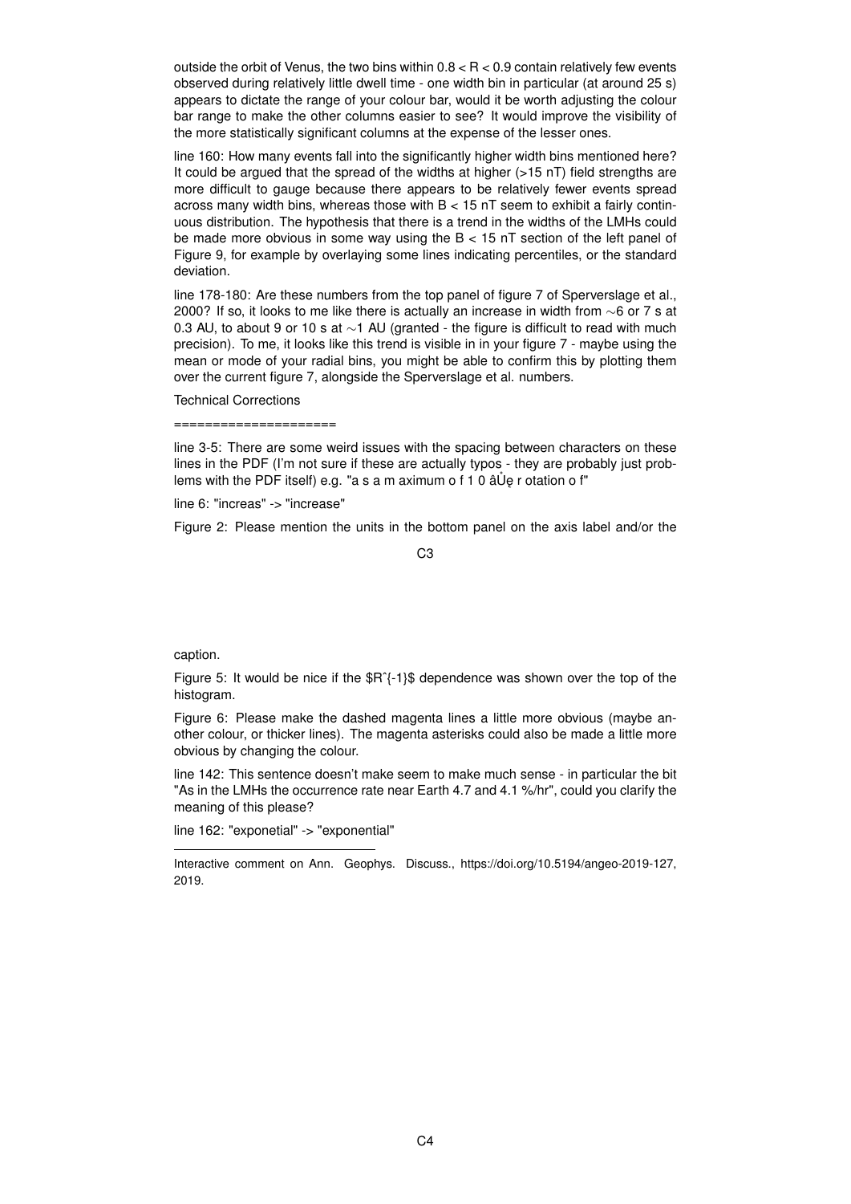outside the orbit of Venus, the two bins within $0.8 < R < 0.9$ contain relatively few events observed during relatively little dwell time - one width bin in particular (at around 25 s) appears to dictate the range of your colour bar, would it be worth adjusting the colour bar range to make the other columns easier to see? It would improve the visibility of the more statistically significant columns at the expense of the lesser ones.

line 160: How many events fall into the significantly higher width bins mentioned here? It could be argued that the spread of the widths at higher (>15 nT) field strengths are more difficult to gauge because there appears to be relatively fewer events spread across many width bins, whereas those with $B < 15$ nT seem to exhibit a fairly continuous distribution. The hypothesis that there is a trend in the widths of the LMHs could be made more obvious in some way using the $B < 15$ nT section of the left panel of Figure 9, for example by overlaying some lines indicating percentiles, or the standard deviation.

line 178-180: Are these numbers from the top panel of figure 7 of Sperverslage et al., 2000? If so, it looks to me like there is actually an increase in width from ∼6 or 7 s at 0.3 AU, to about 9 or 10 s at ∼1 AU (granted - the figure is difficult to read with much precision). To me, it looks like this trend is visible in in your figure 7 - maybe using the mean or mode of your radial bins, you might be able to confirm this by plotting them over the current figure 7, alongside the Sperverslage et al. numbers.

Technical Corrections

====================

line 3-5: There are some weird issues with the spacing between characters on these lines in the PDF (I'm not sure if these are actually typos - they are probably just problems with the PDF itself) e.g. "a s a m aximum o f 1 0 âŮę r otation o f"

line 6: "increas" -> "increase"

Figure 2: Please mention the units in the bottom panel on the axis label and/or the caption.

Figure 5: It would be nice if the \$Rˆ{-1}\$ dependence was shown over the top of the histogram.

Figure 6: Please make the dashed magenta lines a little more obvious (maybe another colour, or thicker lines). The magenta asterisks could also be made a little more obvious by changing the colour.

line 142: This sentence doesn't make seem to make much sense - in particular the bit "As in the LMHs the occurrence rate near Earth 4.7 and 4.1 %/hr", could you clarify the meaning of this please?

line 162: "exponetial" -> "exponential"

---

Interactive comment on Ann. Geophys. Discuss., https://doi.org/10.5194/angeo-2019-127, 2019.